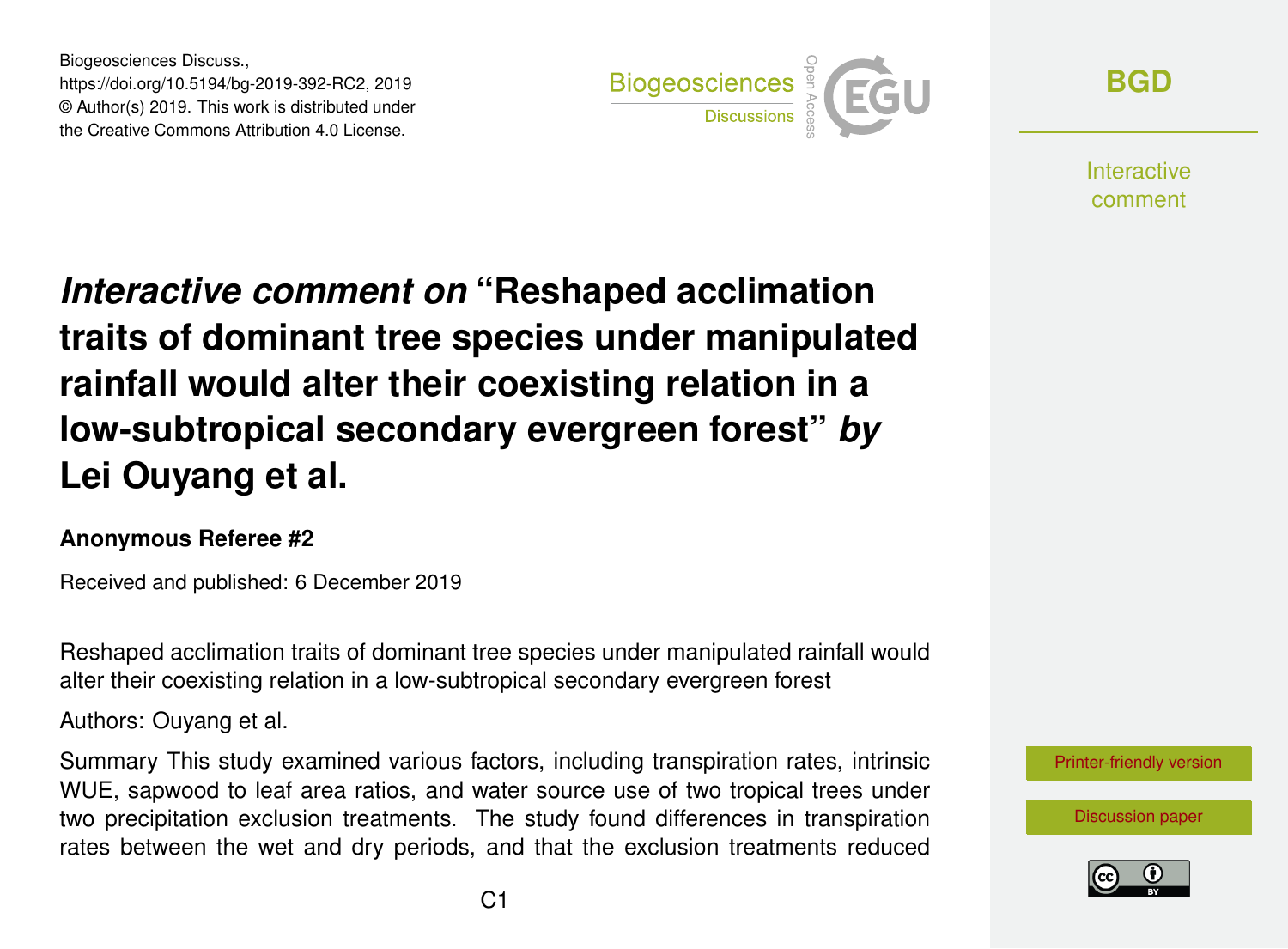# *Interactive comment on* "Reshaped acclimation traits of dominant tree species under manipulated rainfall would alter their coexisting relation in a low-subtropical secondary evergreen forest" *by* Lei Ouyang et al.

**Anonymous Referee #2**

Received and published: 6 December 2019

Reshaped acclimation traits of dominant tree species under manipulated rainfall would alter their coexisting relation in a low-subtropical secondary evergreen forest

Authors: Ouyang et al.

Summary This study examined various factors, including transpiration rates, intrinsic WUE, sapwood to leaf area ratios, and water source use of two tropical trees under two precipitation exclusion treatments. The study found differences in transpiration rates between the wet and dry periods, and that the exclusion treatments reduced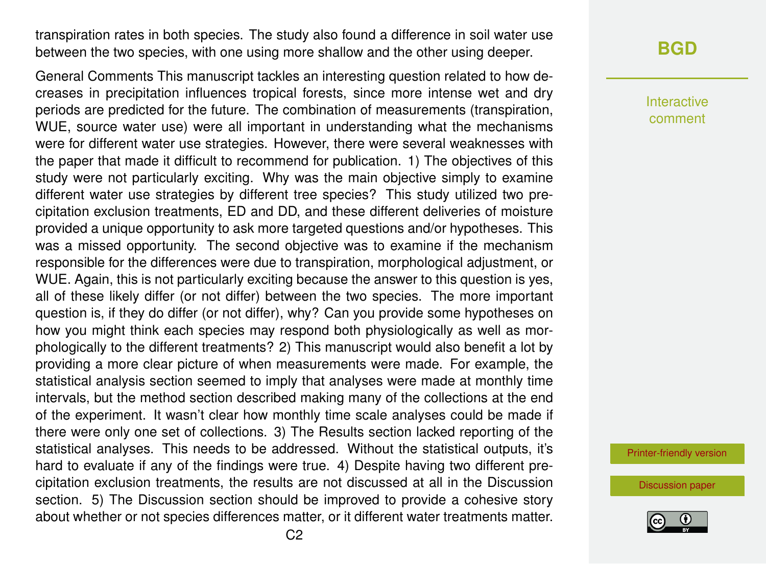transpiration rates in both species. The study also found a difference in soil water use between the two species, with one using more shallow and the other using deeper.

General Comments This manuscript tackles an interesting question related to how decreases in precipitation influences tropical forests, since more intense wet and dry periods are predicted for the future. The combination of measurements (transpiration, WUE, source water use) were all important in understanding what the mechanisms were for different water use strategies. However, there were several weaknesses with the paper that made it difficult to recommend for publication. 1) The objectives of this study were not particularly exciting. Why was the main objective simply to examine different water use strategies by different tree species? This study utilized two precipitation exclusion treatments, ED and DD, and these different deliveries of moisture provided a unique opportunity to ask more targeted questions and/or hypotheses. This was a missed opportunity. The second objective was to examine if the mechanism responsible for the differences were due to transpiration, morphological adjustment, or WUE. Again, this is not particularly exciting because the answer to this question is yes, all of these likely differ (or not differ) between the two species. The more important question is, if they do differ (or not differ), why? Can you provide some hypotheses on how you might think each species may respond both physiologically as well as morphologically to the different treatments? 2) This manuscript would also benefit a lot by providing a more clear picture of when measurements were made. For example, the statistical analysis section seemed to imply that analyses were made at monthly time intervals, but the method section described making many of the collections at the end of the experiment. It wasn't clear how monthly time scale analyses could be made if there were only one set of collections. 3) The Results section lacked reporting of the statistical analyses. This needs to be addressed. Without the statistical outputs, it's hard to evaluate if any of the findings were true. 4) Despite having two different precipitation exclusion treatments, the results are not discussed at all in the Discussion section. 5) The Discussion section should be improved to provide a cohesive story about whether or not species differences matter, or it different water treatments matter.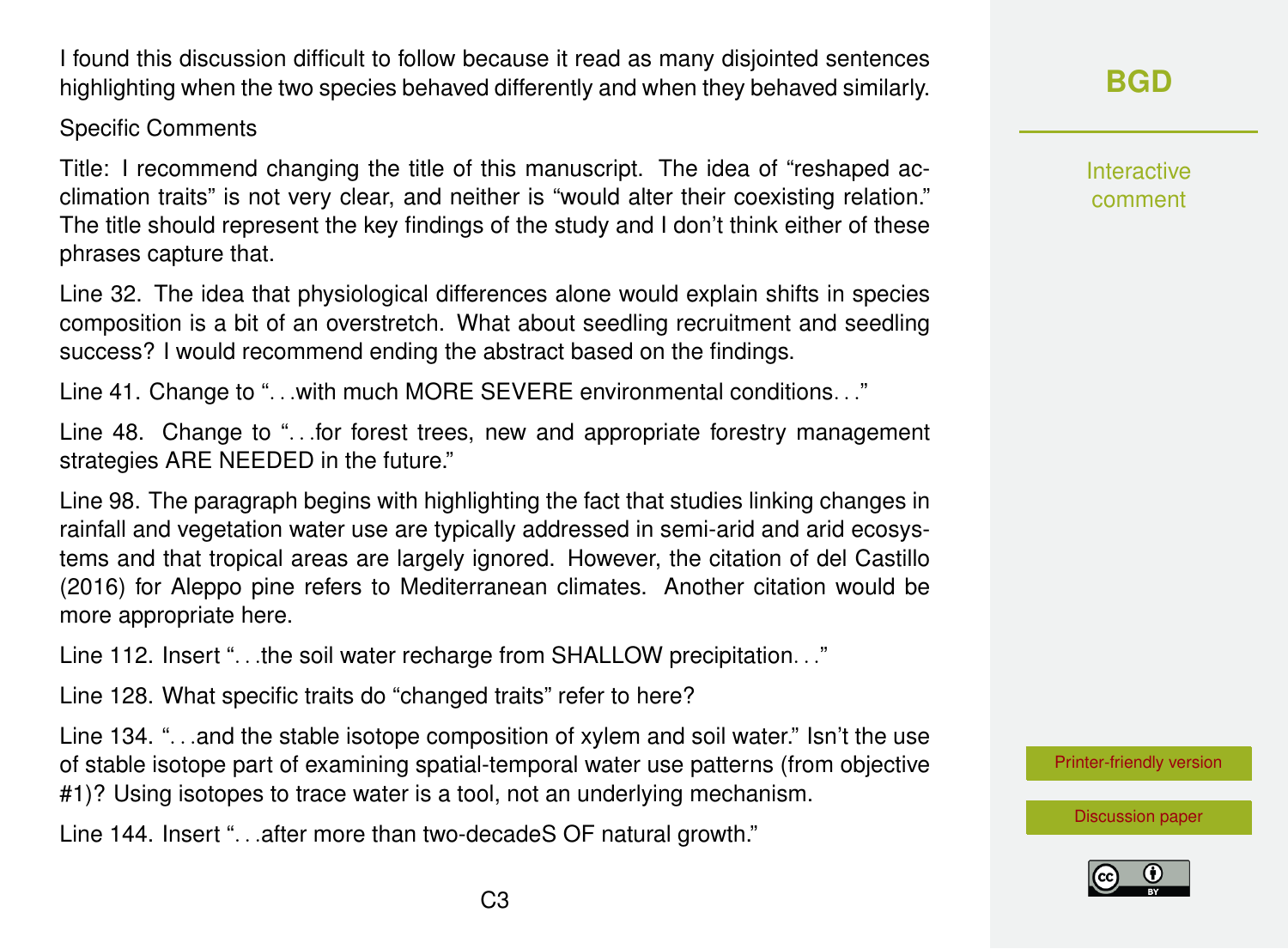I found this discussion difficult to follow because it read as many disjointed sentences highlighting when the two species behaved differently and when they behaved similarly.

Specific Comments

Title: I recommend changing the title of this manuscript. The idea of "reshaped acclimation traits" is not very clear, and neither is "would alter their coexisting relation." The title should represent the key findings of the study and I don't think either of these phrases capture that.

Line 32. The idea that physiological differences alone would explain shifts in species composition is a bit of an overstretch. What about seedling recruitment and seedling success? I would recommend ending the abstract based on the findings.

Line 41. Change to "...with much MORE SEVERE environmental conditions..."

Line 48. Change to "...for forest trees, new and appropriate forestry management strategies ARE NEEDED in the future."

Line 98. The paragraph begins with highlighting the fact that studies linking changes in rainfall and vegetation water use are typically addressed in semi-arid and arid ecosystems and that tropical areas are largely ignored. However, the citation of del Castillo (2016) for Aleppo pine refers to Mediterranean climates. Another citation would be more appropriate here.

Line 112. Insert "...the soil water recharge from SHALLOW precipitation..."

Line 128. What specific traits do "changed traits" refer to here?

Line 134. "...and the stable isotope composition of xylem and soil water." Isn't the use of stable isotope part of examining spatial-temporal water use patterns (from objective #1)? Using isotopes to trace water is a tool, not an underlying mechanism.

Line 144. Insert "...after more than two-decadeS OF natural growth."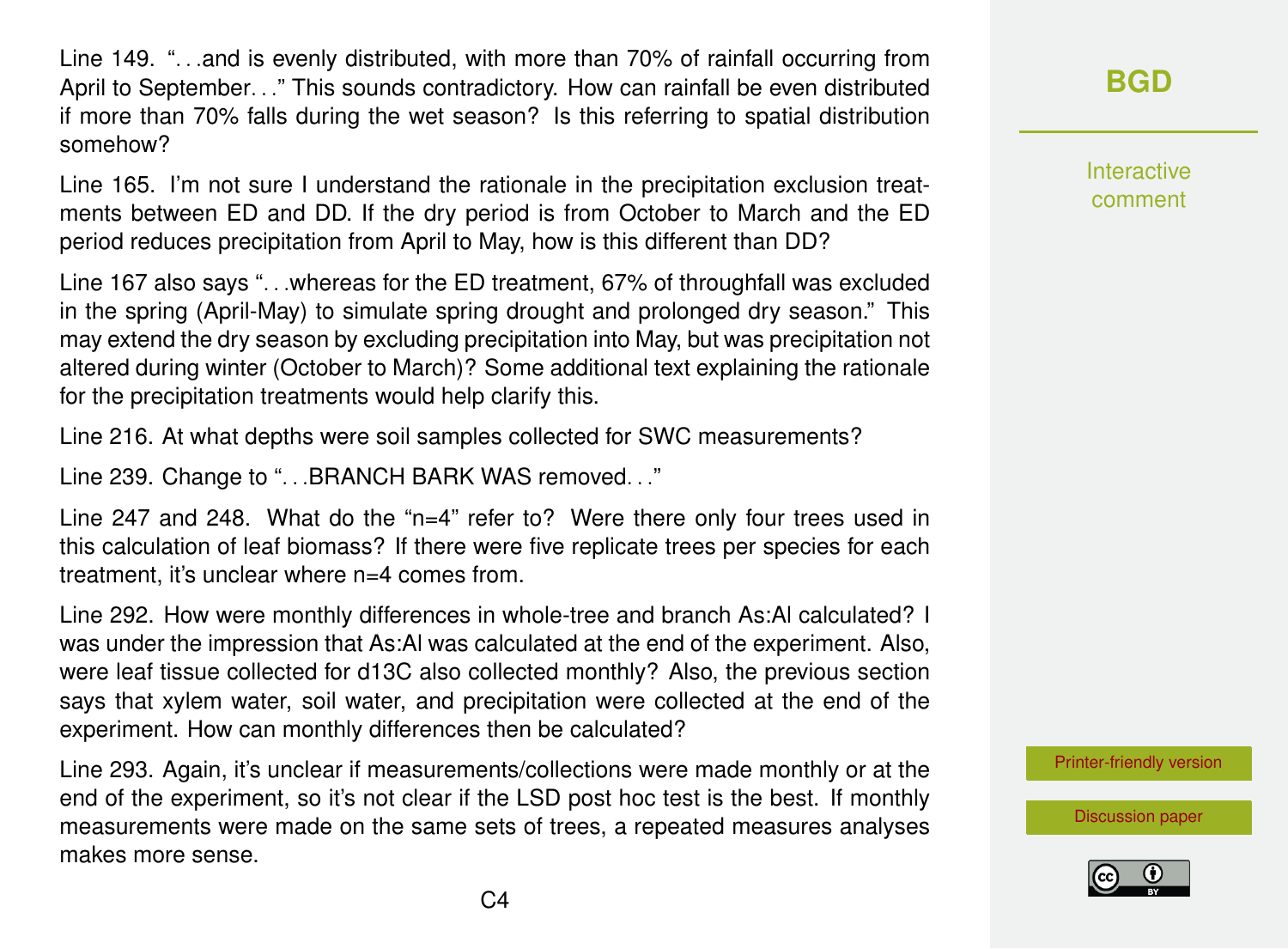Line 149. "...and is evenly distributed, with more than 70% of rainfall occurring from April to September..." This sounds contradictory. How can rainfall be even distributed if more than 70% falls during the wet season? Is this referring to spatial distribution somehow?

Line 165. I'm not sure I understand the rationale in the precipitation exclusion treatments between ED and DD. If the dry period is from October to March and the ED period reduces precipitation from April to May, how is this different than DD?

Line 167 also says "...whereas for the ED treatment, 67% of throughfall was excluded in the spring (April-May) to simulate spring drought and prolonged dry season." This may extend the dry season by excluding precipitation into May, but was precipitation not altered during winter (October to March)? Some additional text explaining the rationale for the precipitation treatments would help clarify this.

Line 216. At what depths were soil samples collected for SWC measurements?

Line 239. Change to "...BRANCH BARK WAS removed..."

Line 247 and 248. What do the "n=4" refer to? Were there only four trees used in this calculation of leaf biomass? If there were five replicate trees per species for each treatment, it's unclear where n=4 comes from.

Line 292. How were monthly differences in whole-tree and branch As:Al calculated? I was under the impression that As:Al was calculated at the end of the experiment. Also, were leaf tissue collected for d13C also collected monthly? Also, the previous section says that xylem water, soil water, and precipitation were collected at the end of the experiment. How can monthly differences then be calculated?

Line 293. Again, it's unclear if measurements/collections were made monthly or at the end of the experiment, so it's not clear if the LSD post hoc test is the best. If monthly measurements were made on the same sets of trees, a repeated measures analyses makes more sense.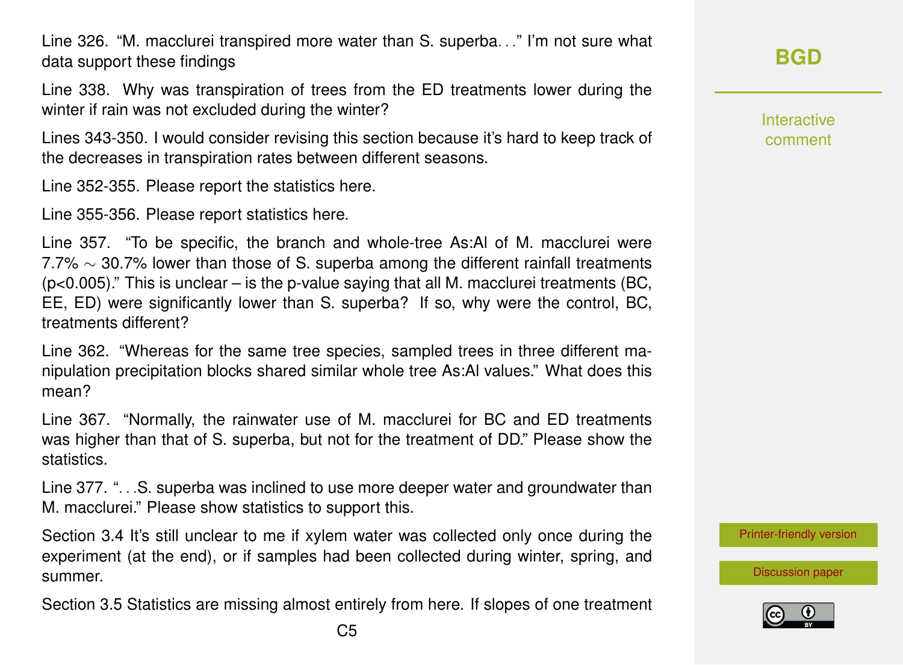Line 326. “M. macclurei transpired more water than S. superba. . .” I’m not sure what data support these findings

Line 338. Why was transpiration of trees from the ED treatments lower during the winter if rain was not excluded during the winter?

Lines 343-350. I would consider revising this section because it’s hard to keep track of the decreases in transpiration rates between different seasons.

Line 352-355. Please report the statistics here.

Line 355-356. Please report statistics here.

Line 357. “To be specific, the branch and whole-tree As:Al of M. macclurei were 7.7% $\sim$ 30.7% lower than those of S. superba among the different rainfall treatments ($p<0.005$).” This is unclear – is the p-value saying that all M. macclurei treatments (BC, EE, ED) were significantly lower than S. superba? If so, why were the control, BC, treatments different?

Line 362. “Whereas for the same tree species, sampled trees in three different manipulation precipitation blocks shared similar whole tree As:Al values.” What does this mean?

Line 367. “Normally, the rainwater use of M. macclurei for BC and ED treatments was higher than that of S. superba, but not for the treatment of DD.” Please show the statistics.

Line 377. “. . .S. superba was inclined to use more deeper water and groundwater than M. macclurei.” Please show statistics to support this.

Section 3.4 It’s still unclear to me if xylem water was collected only once during the experiment (at the end), or if samples had been collected during winter, spring, and summer.

Section 3.5 Statistics are missing almost entirely from here. If slopes of one treatment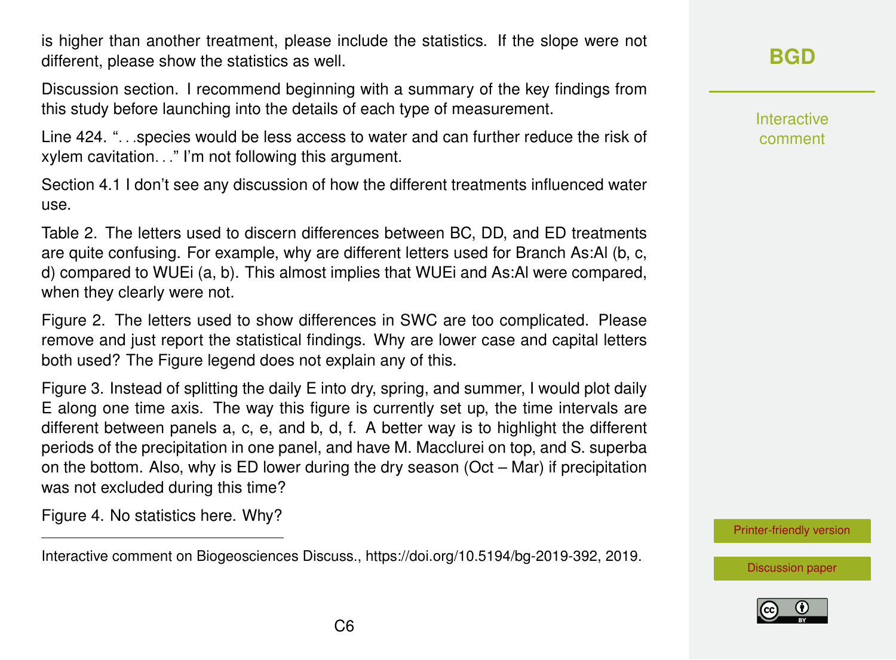is higher than another treatment, please include the statistics. If the slope were not different, please show the statistics as well.

Discussion section. I recommend beginning with a summary of the key findings from this study before launching into the details of each type of measurement.

Line 424. "...species would be less access to water and can further reduce the risk of xylem cavitation..." I'm not following this argument.

Section 4.1 I don't see any discussion of how the different treatments influenced water use.

Table 2. The letters used to discern differences between BC, DD, and ED treatments are quite confusing. For example, why are different letters used for Branch As:Al (b, c, d) compared to WUEi (a, b). This almost implies that WUEi and As:Al were compared, when they clearly were not.

Figure 2. The letters used to show differences in SWC are too complicated. Please remove and just report the statistical findings. Why are lower case and capital letters both used? The Figure legend does not explain any of this.

Figure 3. Instead of splitting the daily E into dry, spring, and summer, I would plot daily E along one time axis. The way this figure is currently set up, the time intervals are different between panels a, c, e, and b, d, f. A better way is to highlight the different periods of the precipitation in one panel, and have M. Macclurei on top, and S. superba on the bottom. Also, why is ED lower during the dry season (Oct – Mar) if precipitation was not excluded during this time?

Figure 4. No statistics here. Why?

---

Interactive comment on Biogeosciences Discuss., https://doi.org/10.5194/bg-2019-392, 2019.